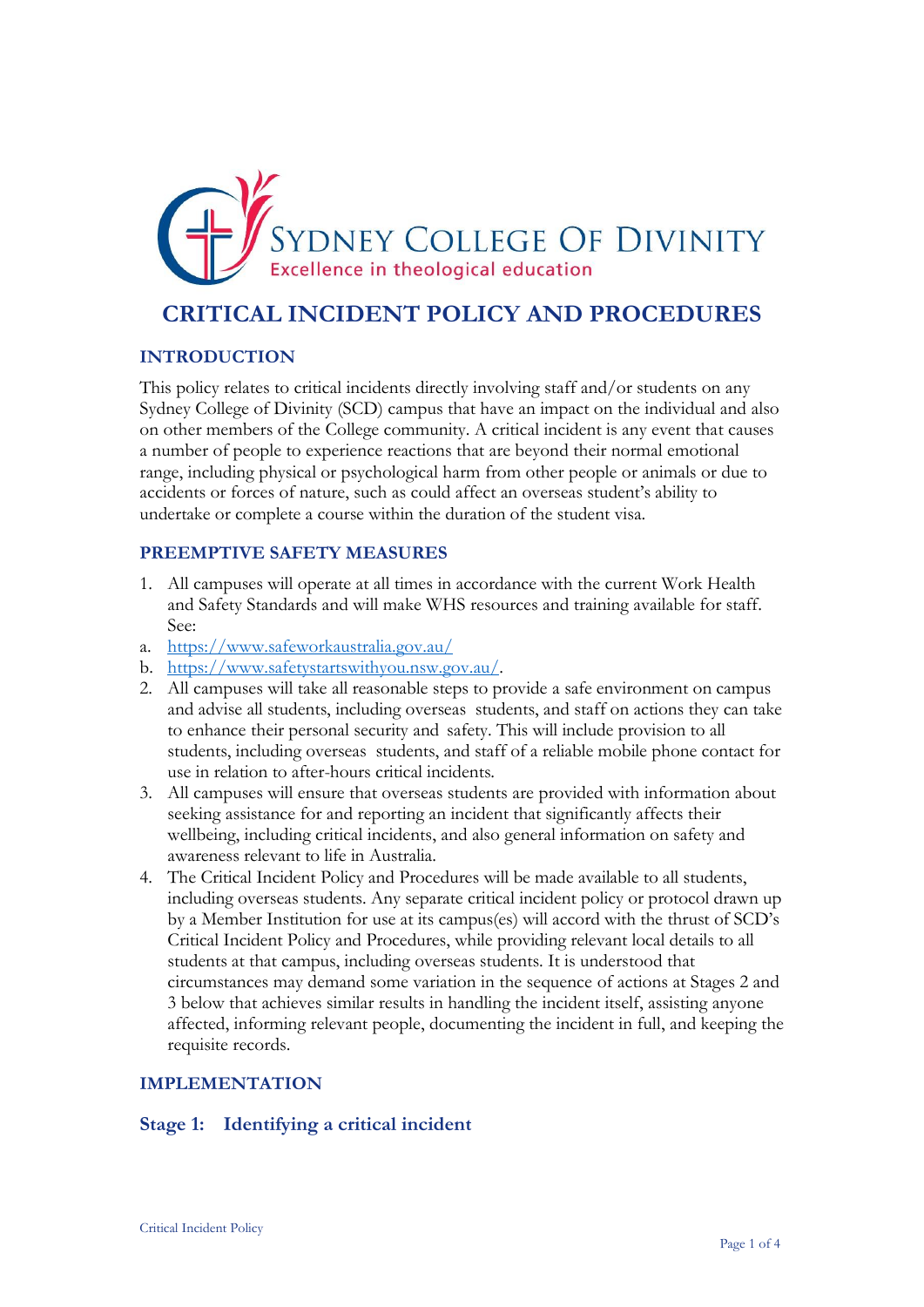SYDNEY COLLEGE OF DIVINITY

Excellence in theological education

# CRITICAL INCIDENT POLICY AND PROCEDURES

## INTRODUCTION

This policy relates to critical incidents directly involving staff and/or students on any Sydney College of Divinity (SCD) campus that have an impact on the individual and also on other members of the College community. A critical incident is any event that causes a number of people to experience reactions that are beyond their normal emotional range, including physical or psychological harm from other people or animals or due to accidents or forces of nature, such as could affect an overseas student's ability to undertake or complete a course within the duration of the student visa.

## PREEMPTIVE SAFETY MEASURES

1. All campuses will operate at all times in accordance with the current Work Health and Safety Standards and will make WHS resources and training available for staff. See:
   a. https://www.safeworkaustralia.gov.au/
   b. https://www.safetystartswithyou.nsw.gov.au/.
2. All campuses will take all reasonable steps to provide a safe environment on campus and advise all students, including overseas students, and staff on actions they can take to enhance their personal security and safety. This will include provision to all students, including overseas students, and staff of a reliable mobile phone contact for use in relation to after-hours critical incidents.
3. All campuses will ensure that overseas students are provided with information about seeking assistance for and reporting an incident that significantly affects their wellbeing, including critical incidents, and also general information on safety and awareness relevant to life in Australia.
4. The Critical Incident Policy and Procedures will be made available to all students, including overseas students. Any separate critical incident policy or protocol drawn up by a Member Institution for use at its campus(es) will accord with the thrust of SCD's Critical Incident Policy and Procedures, while providing relevant local details to all students at that campus, including overseas students. It is understood that circumstances may demand some variation in the sequence of actions at Stages 2 and 3 below that achieves similar results in handling the incident itself, assisting anyone affected, informing relevant people, documenting the incident in full, and keeping the requisite records.

## IMPLEMENTATION

### Stage 1: Identifying a critical incident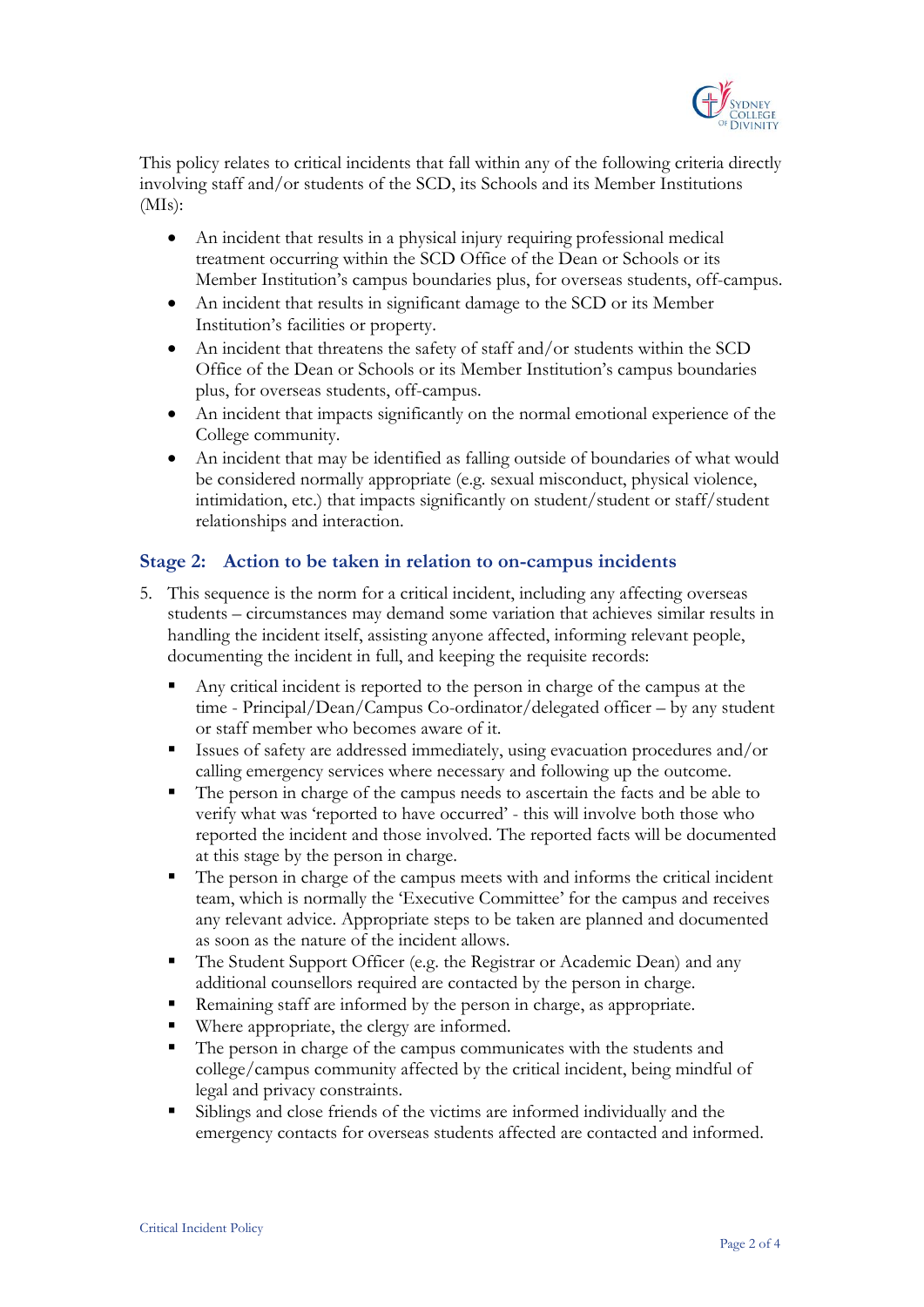This policy relates to critical incidents that fall within any of the following criteria directly involving staff and/or students of the SCD, its Schools and its Member Institutions (MIs):

- An incident that results in a physical injury requiring professional medical treatment occurring within the SCD Office of the Dean or Schools or its Member Institution's campus boundaries plus, for overseas students, off-campus.
- An incident that results in significant damage to the SCD or its Member Institution's facilities or property.
- An incident that threatens the safety of staff and/or students within the SCD Office of the Dean or Schools or its Member Institution's campus boundaries plus, for overseas students, off-campus.
- An incident that impacts significantly on the normal emotional experience of the College community.
- An incident that may be identified as falling outside of boundaries of what would be considered normally appropriate (e.g. sexual misconduct, physical violence, intimidation, etc.) that impacts significantly on student/student or staff/student relationships and interaction.

## Stage 2: Action to be taken in relation to on-campus incidents

5. This sequence is the norm for a critical incident, including any affecting overseas students – circumstances may demand some variation that achieves similar results in handling the incident itself, assisting anyone affected, informing relevant people, documenting the incident in full, and keeping the requisite records:
   - Any critical incident is reported to the person in charge of the campus at the time - Principal/Dean/Campus Co-ordinator/delegated officer – by any student or staff member who becomes aware of it.
   - Issues of safety are addressed immediately, using evacuation procedures and/or calling emergency services where necessary and following up the outcome.
   - The person in charge of the campus needs to ascertain the facts and be able to verify what was 'reported to have occurred' - this will involve both those who reported the incident and those involved. The reported facts will be documented at this stage by the person in charge.
   - The person in charge of the campus meets with and informs the critical incident team, which is normally the 'Executive Committee' for the campus and receives any relevant advice. Appropriate steps to be taken are planned and documented as soon as the nature of the incident allows.
   - The Student Support Officer (e.g. the Registrar or Academic Dean) and any additional counsellors required are contacted by the person in charge.
   - Remaining staff are informed by the person in charge, as appropriate.
   - Where appropriate, the clergy are informed.
   - The person in charge of the campus communicates with the students and college/campus community affected by the critical incident, being mindful of legal and privacy constraints.
   - Siblings and close friends of the victims are informed individually and the emergency contacts for overseas students affected are contacted and informed.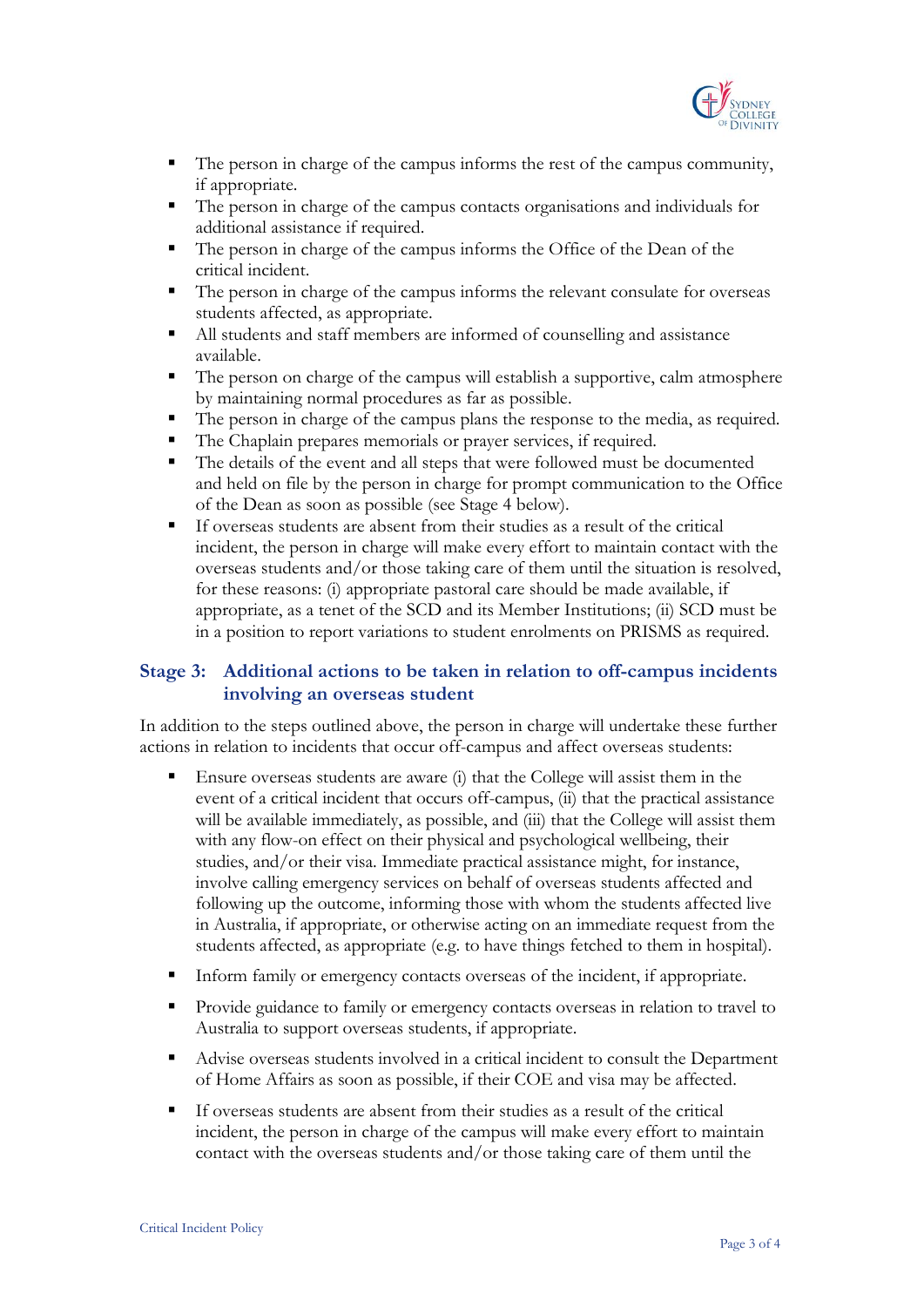- The person in charge of the campus informs the rest of the campus community, if appropriate.
- The person in charge of the campus contacts organisations and individuals for additional assistance if required.
- The person in charge of the campus informs the Office of the Dean of the critical incident.
- The person in charge of the campus informs the relevant consulate for overseas students affected, as appropriate.
- All students and staff members are informed of counselling and assistance available.
- The person on charge of the campus will establish a supportive, calm atmosphere by maintaining normal procedures as far as possible.
- The person in charge of the campus plans the response to the media, as required.
- The Chaplain prepares memorials or prayer services, if required.
- The details of the event and all steps that were followed must be documented and held on file by the person in charge for prompt communication to the Office of the Dean as soon as possible (see Stage 4 below).
- If overseas students are absent from their studies as a result of the critical incident, the person in charge will make every effort to maintain contact with the overseas students and/or those taking care of them until the situation is resolved, for these reasons: (i) appropriate pastoral care should be made available, if appropriate, as a tenet of the SCD and its Member Institutions; (ii) SCD must be in a position to report variations to student enrolments on PRISMS as required.

## Stage 3: Additional actions to be taken in relation to off-campus incidents involving an overseas student

In addition to the steps outlined above, the person in charge will undertake these further actions in relation to incidents that occur off-campus and affect overseas students:

- Ensure overseas students are aware (i) that the College will assist them in the event of a critical incident that occurs off-campus, (ii) that the practical assistance will be available immediately, as possible, and (iii) that the College will assist them with any flow-on effect on their physical and psychological wellbeing, their studies, and/or their visa. Immediate practical assistance might, for instance, involve calling emergency services on behalf of overseas students affected and following up the outcome, informing those with whom the students affected live in Australia, if appropriate, or otherwise acting on an immediate request from the students affected, as appropriate (e.g. to have things fetched to them in hospital).
- Inform family or emergency contacts overseas of the incident, if appropriate.
- Provide guidance to family or emergency contacts overseas in relation to travel to Australia to support overseas students, if appropriate.
- Advise overseas students involved in a critical incident to consult the Department of Home Affairs as soon as possible, if their COE and visa may be affected.
- If overseas students are absent from their studies as a result of the critical incident, the person in charge of the campus will make every effort to maintain contact with the overseas students and/or those taking care of them until the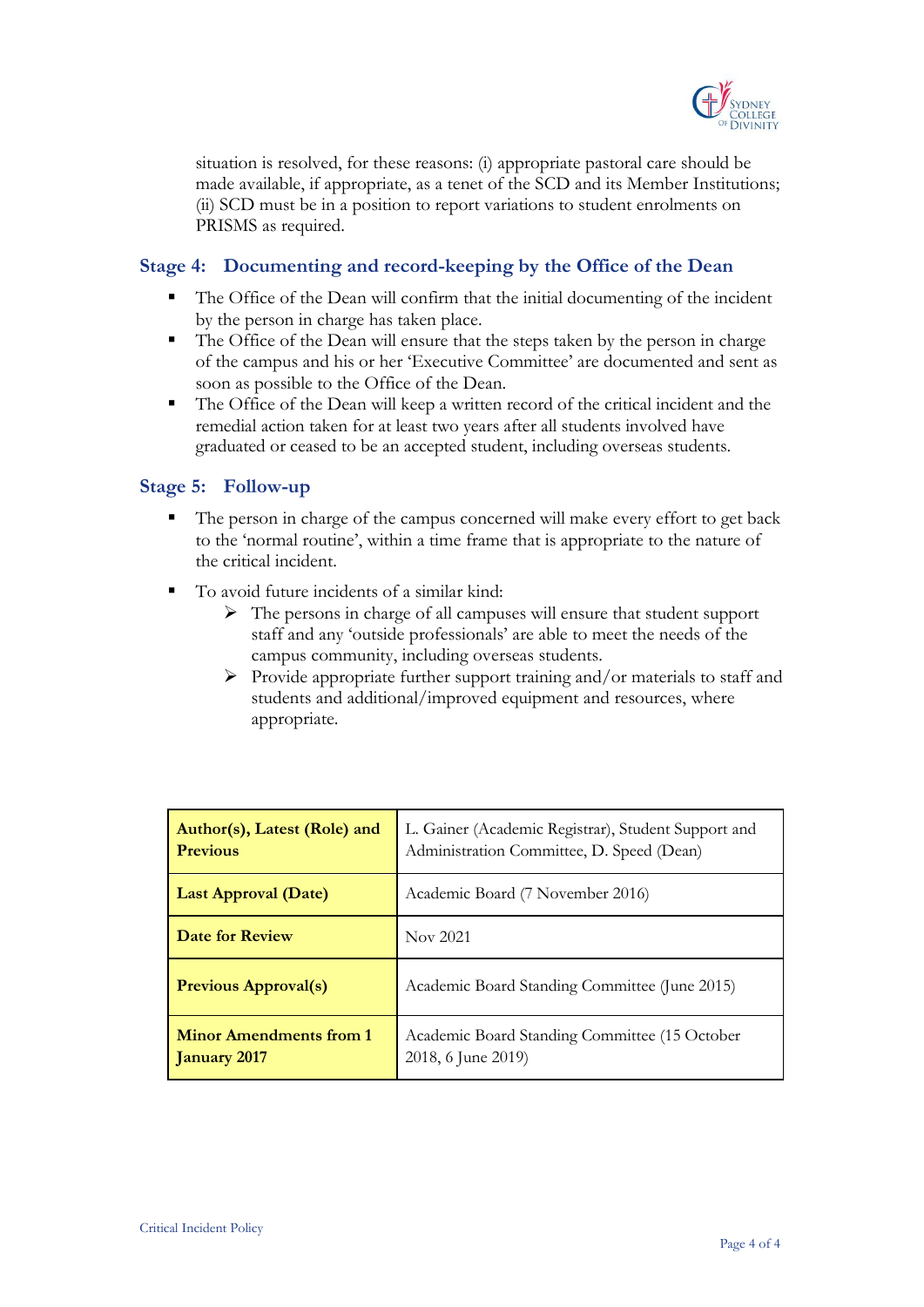situation is resolved, for these reasons: (i) appropriate pastoral care should be made available, if appropriate, as a tenet of the SCD and its Member Institutions; (ii) SCD must be in a position to report variations to student enrolments on PRISMS as required.

### Stage 4: Documenting and record-keeping by the Office of the Dean

- The Office of the Dean will confirm that the initial documenting of the incident by the person in charge has taken place.
- The Office of the Dean will ensure that the steps taken by the person in charge of the campus and his or her 'Executive Committee' are documented and sent as soon as possible to the Office of the Dean.
- The Office of the Dean will keep a written record of the critical incident and the remedial action taken for at least two years after all students involved have graduated or ceased to be an accepted student, including overseas students.

### Stage 5: Follow-up

- The person in charge of the campus concerned will make every effort to get back to the 'normal routine', within a time frame that is appropriate to the nature of the critical incident.
- To avoid future incidents of a similar kind:
  - The persons in charge of all campuses will ensure that student support staff and any 'outside professionals' are able to meet the needs of the campus community, including overseas students.
  - Provide appropriate further support training and/or materials to staff and students and additional/improved equipment and resources, where appropriate.

| | |
|---|---|
| **Author(s), Latest (Role) and Previous** | L. Gainer (Academic Registrar), Student Support and Administration Committee, D. Speed (Dean) |
| **Last Approval (Date)** | Academic Board (7 November 2016) |
| **Date for Review** | Nov 2021 |
| **Previous Approval(s)** | Academic Board Standing Committee (June 2015) |
| **Minor Amendments from 1 January 2017** | Academic Board Standing Committee (15 October 2018, 6 June 2019) |